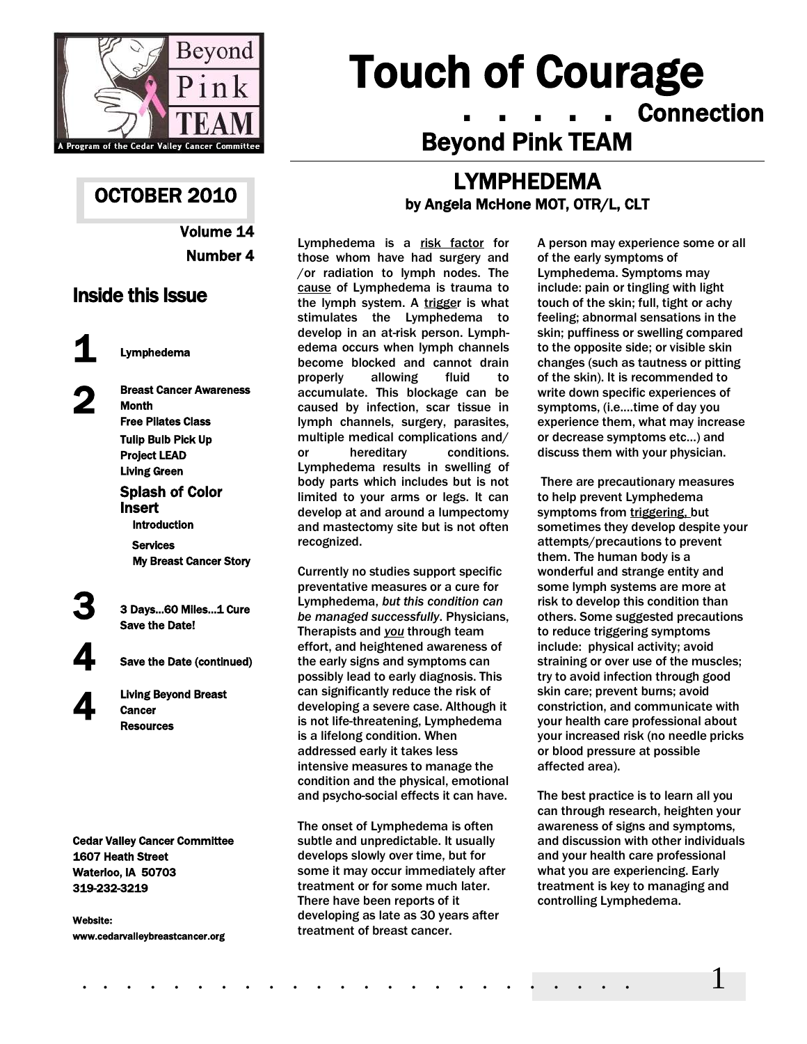Beyond Pink TEAM

A Program of the Cedar Valley Cancer Committee

# Touch of Courage

. . . . . . Connection

## Beyond Pink TEAM

**OCTOBER 2010**

**Volume 14**

**Number 4**

### Inside this Issue

**1** Lymphedema

**2** Breast Cancer Awareness Month
Free Pilates Class
Tulip Bulb Pick Up
Project LEAD
Living Green
**Splash of Color Insert**
- Introduction
- Services
- My Breast Cancer Story

**3** 3 Days…60 Miles…1 Cure
Save the Date!

**4** Save the Date (continued)

**4** Living Beyond Breast Cancer
Resources

**Cedar Valley Cancer Committee**
**1607 Heath Street**
**Waterloo, IA 50703**
**319-232-3219**

**Website:**
**www.cedarvalleybreastcancer.org**

## LYMPHEDEMA

**by Angela McHone MOT, OTR/L, CLT**

Lymphedema is a risk factor for those whom have had surgery and /or radiation to lymph nodes. The cause of Lymphedema is trauma to the lymph system. A trigger is what stimulates the Lymphedema to develop in an at-risk person. Lymph-edema occurs when lymph channels become blocked and cannot drain properly allowing fluid to accumulate. This blockage can be caused by infection, scar tissue in lymph channels, surgery, parasites, multiple medical complications and/ or hereditary conditions. Lymphedema results in swelling of body parts which includes but is not limited to your arms or legs. It can develop at and around a lumpectomy and mastectomy site but is not often recognized.

Currently no studies support specific preventative measures or a cure for Lymphedema, *but this condition can be managed successfully*. Physicians, Therapists and *you* through team effort, and heightened awareness of the early signs and symptoms can possibly lead to early diagnosis. This can significantly reduce the risk of developing a severe case. Although it is not life-threatening, Lymphedema is a lifelong condition. When addressed early it takes less intensive measures to manage the condition and the physical, emotional and psycho-social effects it can have.

The onset of Lymphedema is often subtle and unpredictable. It usually develops slowly over time, but for some it may occur immediately after treatment or for some much later. There have been reports of it developing as late as 30 years after treatment of breast cancer.

A person may experience some or all of the early symptoms of Lymphedema. Symptoms may include: pain or tingling with light touch of the skin; full, tight or achy feeling; abnormal sensations in the skin; puffiness or swelling compared to the opposite side; or visible skin changes (such as tautness or pitting of the skin). It is recommended to write down specific experiences of symptoms, (i.e.…time of day you experience them, what may increase or decrease symptoms etc…) and discuss them with your physician.

There are precautionary measures to help prevent Lymphedema symptoms from triggering, but sometimes they develop despite your attempts/precautions to prevent them. The human body is a wonderful and strange entity and some lymph systems are more at risk to develop this condition than others. Some suggested precautions to reduce triggering symptoms include: physical activity; avoid straining or over use of the muscles; try to avoid infection through good skin care; prevent burns; avoid constriction, and communicate with your health care professional about your increased risk (no needle pricks or blood pressure at possible affected area).

The best practice is to learn all you can through research, heighten your awareness of signs and symptoms, and discussion with other individuals and your health care professional what you are experiencing. Early treatment is key to managing and controlling Lymphedema.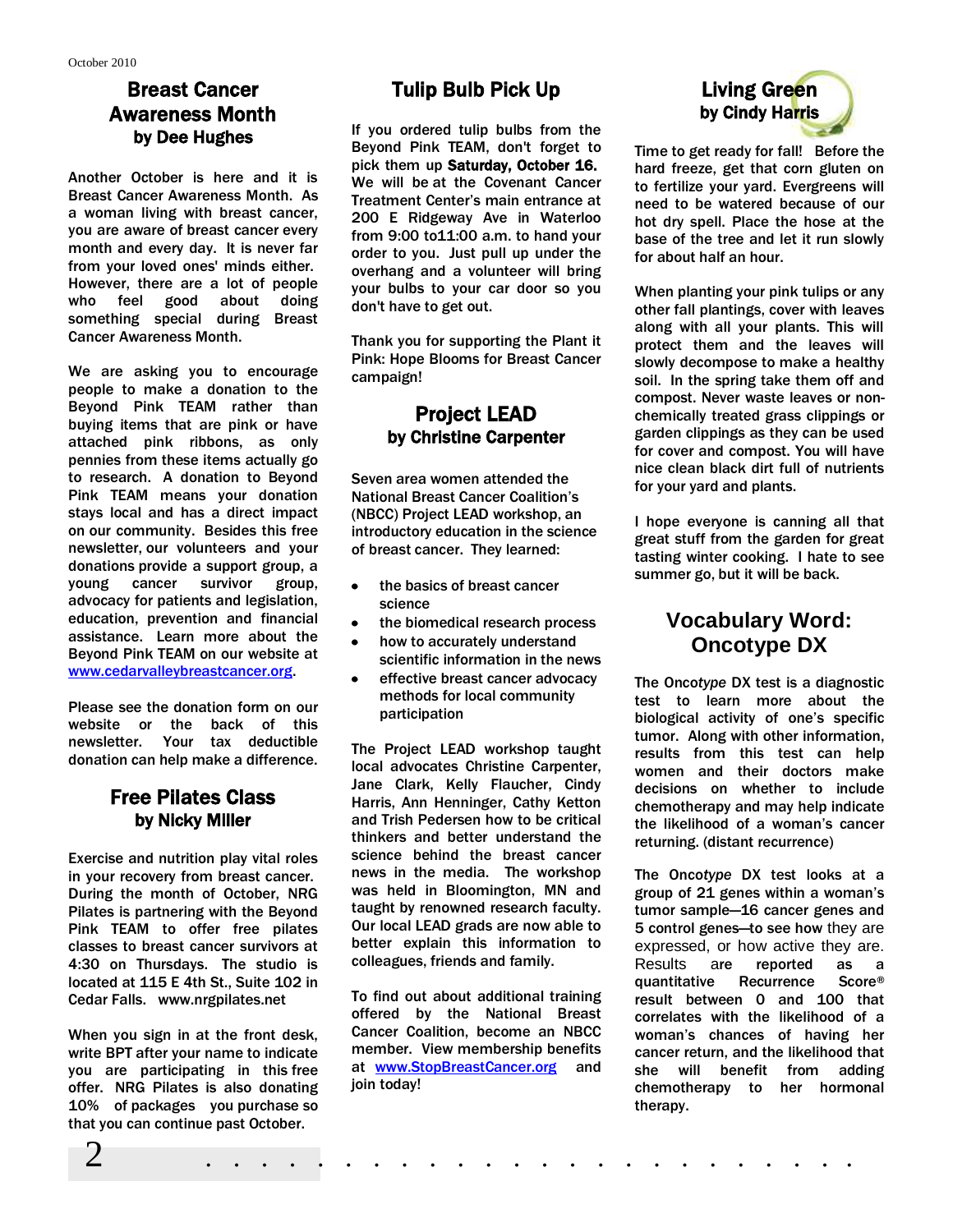## Breast Cancer Awareness Month
### by Dee Hughes

Another October is here and it is Breast Cancer Awareness Month. As a woman living with breast cancer, you are aware of breast cancer every month and every day. It is never far from your loved ones' minds either. However, there are a lot of people who feel good about doing something special during Breast Cancer Awareness Month.

We are asking you to encourage people to make a donation to the Beyond Pink TEAM rather than buying items that are pink or have attached pink ribbons, as only pennies from these items actually go to research. A donation to Beyond Pink TEAM means your donation stays local and has a direct impact on our community. Besides this free newsletter, our volunteers and your donations provide a support group, a young cancer survivor group, advocacy for patients and legislation, education, prevention and financial assistance. Learn more about the Beyond Pink TEAM on our website at www.cedarvalleybreastcancer.org.

Please see the donation form on our website or the back of this newsletter. Your tax deductible donation can help make a difference.

## Free Pilates Class
### by Nicky Miller

Exercise and nutrition play vital roles in your recovery from breast cancer. During the month of October, NRG Pilates is partnering with the Beyond Pink TEAM to offer free pilates classes to breast cancer survivors at 4:30 on Thursdays. The studio is located at 115 E 4th St., Suite 102 in Cedar Falls. www.nrgpilates.net

When you sign in at the front desk, write BPT after your name to indicate you are participating in this free offer. NRG Pilates is also donating 10% of packages you purchase so that you can continue past October.

## Tulip Bulb Pick Up

If you ordered tulip bulbs from the Beyond Pink TEAM, don't forget to pick them up **Saturday, October 16.** We will be at the Covenant Cancer Treatment Center's main entrance at 200 E Ridgeway Ave in Waterloo from 9:00 to11:00 a.m. to hand your order to you. Just pull up under the overhang and a volunteer will bring your bulbs to your car door so you don't have to get out.

Thank you for supporting the Plant it Pink: Hope Blooms for Breast Cancer campaign!

## Project LEAD
### by Christine Carpenter

Seven area women attended the National Breast Cancer Coalition's (NBCC) Project LEAD workshop, an introductory education in the science of breast cancer. They learned:

- the basics of breast cancer science
- the biomedical research process
- how to accurately understand scientific information in the news
- effective breast cancer advocacy methods for local community participation

The Project LEAD workshop taught local advocates Christine Carpenter, Jane Clark, Kelly Flaucher, Cindy Harris, Ann Henninger, Cathy Ketton and Trish Pedersen how to be critical thinkers and better understand the science behind the breast cancer news in the media. The workshop was held in Bloomington, MN and taught by renowned research faculty. Our local LEAD grads are now able to better explain this information to colleagues, friends and family.

To find out about additional training offered by the National Breast Cancer Coalition, become an NBCC member. View membership benefits at www.StopBreastCancer.org and join today!

## Living Green
### by Cindy Harris

Time to get ready for fall! Before the hard freeze, get that corn gluten on to fertilize your yard. Evergreens will need to be watered because of our hot dry spell. Place the hose at the base of the tree and let it run slowly for about half an hour.

When planting your pink tulips or any other fall plantings, cover with leaves along with all your plants. This will protect them and the leaves will slowly decompose to make a healthy soil. In the spring take them off and compost. Never waste leaves or non-chemically treated grass clippings or garden clippings as they can be used for cover and compost. You will have nice clean black dirt full of nutrients for your yard and plants.

I hope everyone is canning all that great stuff from the garden for great tasting winter cooking. I hate to see summer go, but it will be back.

## Vocabulary Word: Oncotype DX

The Onco*type* DX test is a diagnostic test to learn more about the biological activity of one's specific tumor. Along with other information, results from this test can help women and their doctors make decisions on whether to include chemotherapy and may help indicate the likelihood of a woman's cancer returning. (distant recurrence)

The Onco*type* DX test looks at a group of 21 genes within a woman's tumor sample—16 cancer genes and 5 control genes—to see how they are expressed, or how active they are. Results are reported as a quantitative Recurrence Score® result between 0 and 100 that correlates with the likelihood of a woman's chances of having her cancer return, and the likelihood that she will benefit from adding chemotherapy to her hormonal therapy.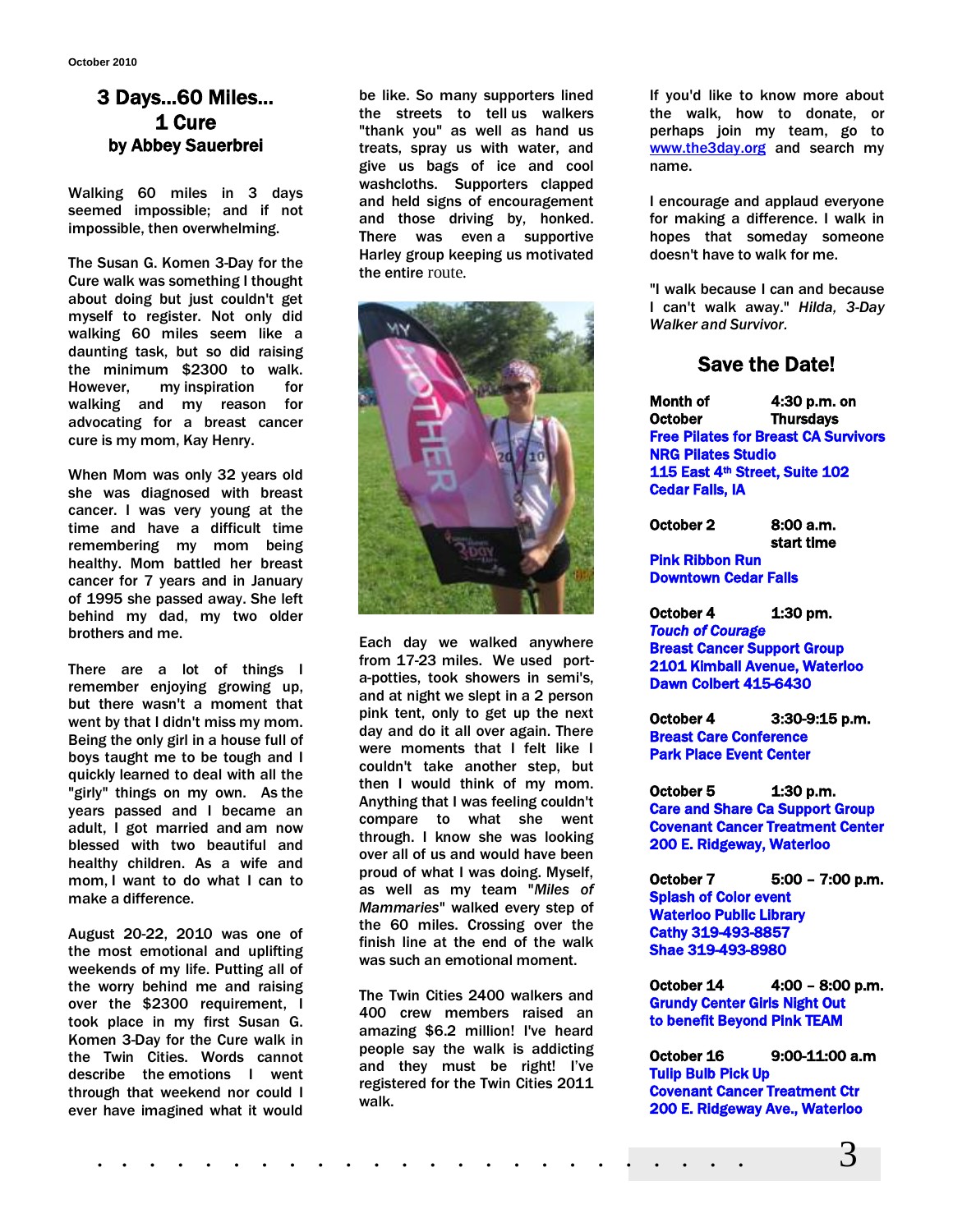# 3 Days...60 Miles... 1 Cure

### by Abbey Sauerbrei

Walking 60 miles in 3 days seemed impossible; and if not impossible, then overwhelming.

The Susan G. Komen 3-Day for the Cure walk was something I thought about doing but just couldn't get myself to register. Not only did walking 60 miles seem like a daunting task, but so did raising the minimum $2300 to walk. However, my inspiration for walking and my reason for advocating for a breast cancer cure is my mom, Kay Henry.

When Mom was only 32 years old she was diagnosed with breast cancer. I was very young at the time and have a difficult time remembering my mom being healthy. Mom battled her breast cancer for 7 years and in January of 1995 she passed away. She left behind my dad, my two older brothers and me.

There are a lot of things I remember enjoying growing up, but there wasn't a moment that went by that I didn't miss my mom. Being the only girl in a house full of boys taught me to be tough and I quickly learned to deal with all the "girly" things on my own. As the years passed and I became an adult, I got married and am now blessed with two beautiful and healthy children. As a wife and mom, I want to do what I can to make a difference.

August 20-22, 2010 was one of the most emotional and uplifting weekends of my life. Putting all of the worry behind me and raising over the $2300 requirement, I took place in my first Susan G. Komen 3-Day for the Cure walk in the Twin Cities. Words cannot describe the emotions I went through that weekend nor could I ever have imagined what it would be like. So many supporters lined the streets to tell us walkers "thank you" as well as hand us treats, spray us with water, and give us bags of ice and cool washcloths. Supporters clapped and held signs of encouragement and those driving by, honked. There was even a supportive Harley group keeping us motivated the entire route.

Each day we walked anywhere from 17-23 miles. We used port-a-potties, took showers in semi's, and at night we slept in a 2 person pink tent, only to get up the next day and do it all over again. There were moments that I felt like I couldn't take another step, but then I would think of my mom. Anything that I was feeling couldn't compare to what she went through. I know she was looking over all of us and would have been proud of what I was doing. Myself, as well as my team "*Miles of Mammaries*" walked every step of the 60 miles. Crossing over the finish line at the end of the walk was such an emotional moment.

The Twin Cities 2400 walkers and 400 crew members raised an amazing $6.2 million! I've heard people say the walk is addicting and they must be right! I've registered for the Twin Cities 2011 walk.

If you'd like to know more about the walk, how to donate, or perhaps join my team, go to www.the3day.org and search my name.

I encourage and applaud everyone for making a difference. I walk in hopes that someday someone doesn't have to walk for me.

"I walk because I can and because I can't walk away." *Hilda, 3-Day Walker and Survivor.*

## Save the Date!

**Month of October** — **4:30 p.m. on Thursdays**
**Free Pilates for Breast CA Survivors**
**NRG Pilates Studio**
**115 East 4th Street, Suite 102**
**Cedar Falls, IA**

**October 2** — **8:00 a.m. start time**
**Pink Ribbon Run**
**Downtown Cedar Falls**

**October 4** — **1:30 pm.**
***Touch of Courage***
**Breast Cancer Support Group**
**2101 Kimball Avenue, Waterloo**
**Dawn Colbert 415-6430**

**October 4** — **3:30-9:15 p.m.**
**Breast Care Conference**
**Park Place Event Center**

**October 5** — **1:30 p.m.**
**Care and Share Ca Support Group**
**Covenant Cancer Treatment Center**
**200 E. Ridgeway, Waterloo**

**October 7** — **5:00 – 7:00 p.m.**
**Splash of Color event**
**Waterloo Public Library**
**Cathy 319-493-8857**
**Shae 319-493-8980**

**October 14** — **4:00 – 8:00 p.m.**
**Grundy Center Girls Night Out to benefit Beyond Pink TEAM**

**October 16** — **9:00-11:00 a.m**
**Tulip Bulb Pick Up**
**Covenant Cancer Treatment Ctr**
**200 E. Ridgeway Ave., Waterloo**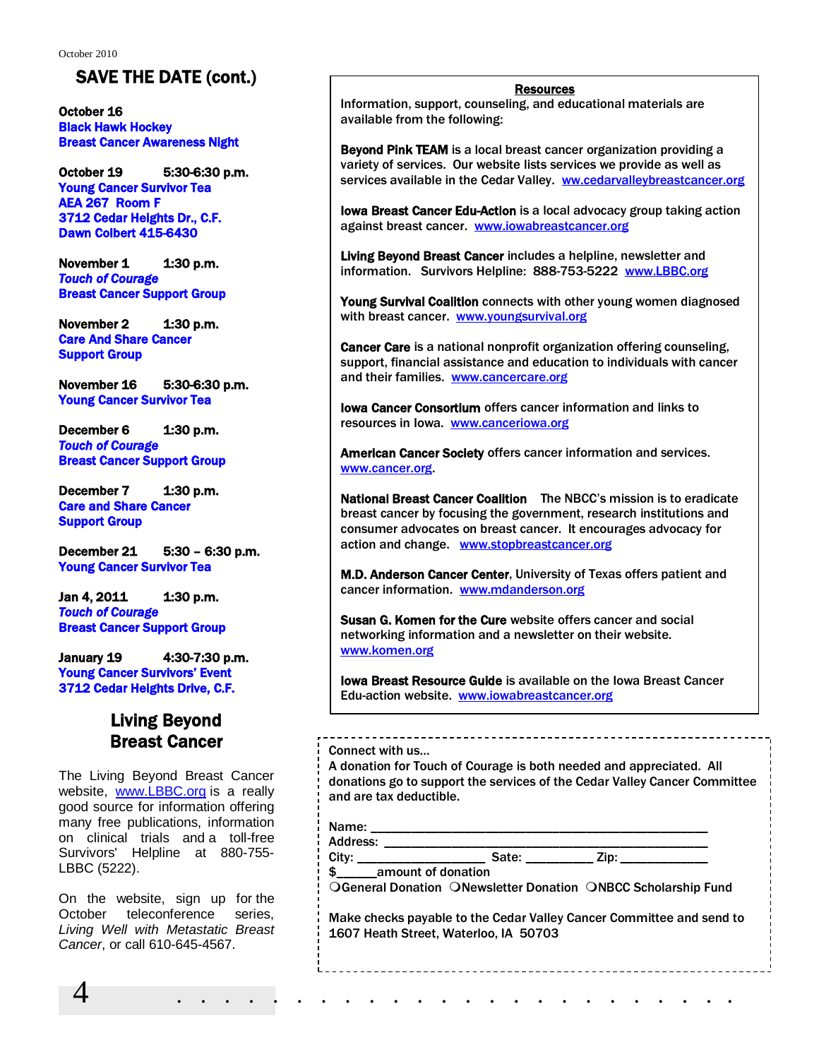October 2010

## SAVE THE DATE (cont.)

**October 16**
**Black Hawk Hockey**
**Breast Cancer Awareness Night**

**October 19 5:30-6:30 p.m.**
**Young Cancer Survivor Tea**
**AEA 267 Room F**
**3712 Cedar Heights Dr., C.F.**
**Dawn Colbert 415-6430**

**November 1 1:30 p.m.**
***Touch of Courage***
**Breast Cancer Support Group**

**November 2 1:30 p.m.**
**Care And Share Cancer**
**Support Group**

**November 16 5:30-6:30 p.m.**
**Young Cancer Survivor Tea**

**December 6 1:30 p.m.**
***Touch of Courage***
**Breast Cancer Support Group**

**December 7 1:30 p.m.**
**Care and Share Cancer**
**Support Group**

**December 21 5:30 – 6:30 p.m.**
**Young Cancer Survivor Tea**

**Jan 4, 2011 1:30 p.m.**
***Touch of Courage***
**Breast Cancer Support Group**

**January 19 4:30-7:30 p.m.**
**Young Cancer Survivors' Event**
**3712 Cedar Heights Drive, C.F.**

## Living Beyond Breast Cancer

The Living Beyond Breast Cancer website, www.LBBC.org is a really good source for information offering many free publications, information on clinical trials and a toll-free Survivors' Helpline at 880-755-LBBC (5222).

On the website, sign up for the October teleconference series, *Living Well with Metastatic Breast Cancer*, or call 610-645-4567.

## Resources

Information, support, counseling, and educational materials are available from the following:

**Beyond Pink TEAM** is a local breast cancer organization providing a variety of services. Our website lists services we provide as well as services available in the Cedar Valley. ww.cedarvalleybreastcancer.org

**Iowa Breast Cancer Edu-Action** is a local advocacy group taking action against breast cancer. www.iowabreastcancer.org

**Living Beyond Breast Cancer** includes a helpline, newsletter and information. Survivors Helpline: 888-753-5222 www.LBBC.org

**Young Survival Coalition** connects with other young women diagnosed with breast cancer. www.youngsurvival.org

**Cancer Care** is a national nonprofit organization offering counseling, support, financial assistance and education to individuals with cancer and their families. www.cancercare.org

**Iowa Cancer Consortium** offers cancer information and links to resources in Iowa. www.canceriowa.org

**American Cancer Society** offers cancer information and services. www.cancer.org.

**National Breast Cancer Coalition** The NBCC's mission is to eradicate breast cancer by focusing the government, research institutions and consumer advocates on breast cancer. It encourages advocacy for action and change. www.stopbreastcancer.org

**M.D. Anderson Cancer Center**, University of Texas offers patient and cancer information. www.mdanderson.org

**Susan G. Komen for the Cure** website offers cancer and social networking information and a newsletter on their website. www.komen.org

**Iowa Breast Resource Guide** is available on the Iowa Breast Cancer Edu-action website. www.iowabreastcancer.org

---

**Connect with us…**
**A donation for Touch of Courage is both needed and appreciated. All donations go to support the services of the Cedar Valley Cancer Committee and are tax deductible.**

**Name:** ____________________________________________
**Address:** __________________________________________
**City:** ___________________ **Sate:** __________ **Zip:** ____________
**$______amount of donation**
**❍General Donation ❍Newsletter Donation ❍NBCC Scholarship Fund**

**Make checks payable to the Cedar Valley Cancer Committee and send to 1607 Heath Street, Waterloo, IA 50703**